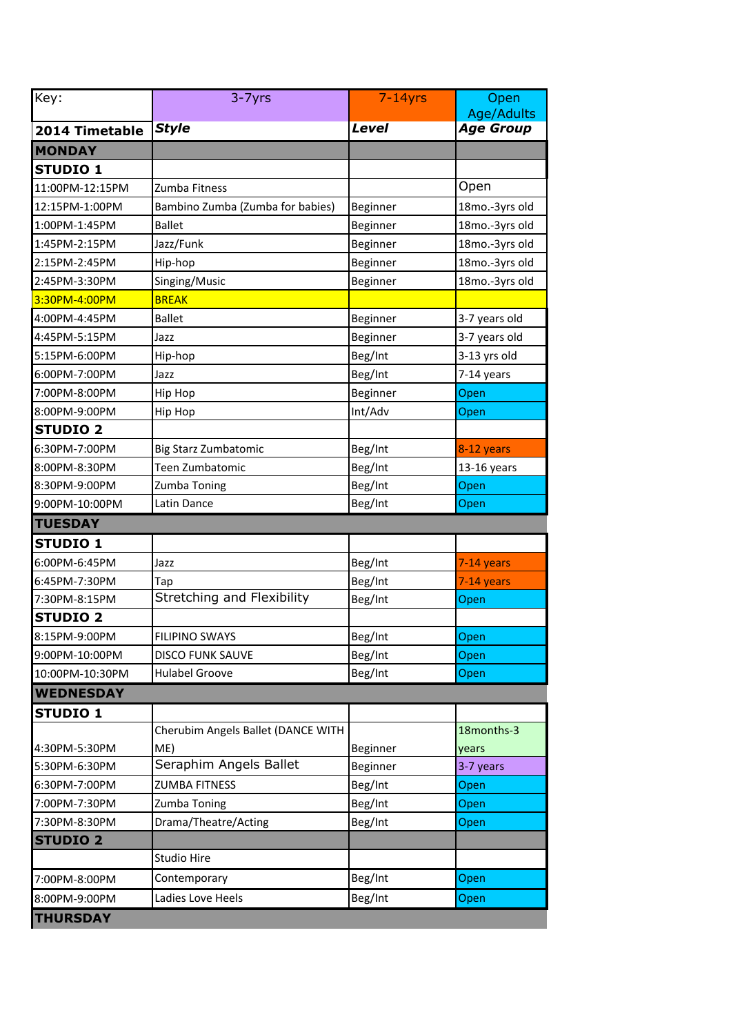| Key: | 3-7yrs | 7-14yrs | Open Age/Adults |
|---|---|---|---|
| **2014 Timetable** | ***Style*** | ***Level*** | ***Age Group*** |
| **MONDAY** | | | |
| **STUDIO 1** | | | |
| 11:00PM-12:15PM | Zumba Fitness | | Open |
| 12:15PM-1:00PM | Bambino Zumba (Zumba for babies) | Beginner | 18mo.-3yrs old |
| 1:00PM-1:45PM | Ballet | Beginner | 18mo.-3yrs old |
| 1:45PM-2:15PM | Jazz/Funk | Beginner | 18mo.-3yrs old |
| 2:15PM-2:45PM | Hip-hop | Beginner | 18mo.-3yrs old |
| 2:45PM-3:30PM | Singing/Music | Beginner | 18mo.-3yrs old |
| 3:30PM-4:00PM | BREAK | | |
| 4:00PM-4:45PM | Ballet | Beginner | 3-7 years old |
| 4:45PM-5:15PM | Jazz | Beginner | 3-7 years old |
| 5:15PM-6:00PM | Hip-hop | Beg/Int | 3-13 yrs old |
| 6:00PM-7:00PM | Jazz | Beg/Int | 7-14 years |
| 7:00PM-8:00PM | Hip Hop | Beginner | Open |
| 8:00PM-9:00PM | Hip Hop | Int/Adv | Open |
| **STUDIO 2** | | | |
| 6:30PM-7:00PM | Big Starz Zumbatomic | Beg/Int | 8-12 years |
| 8:00PM-8:30PM | Teen Zumbatomic | Beg/Int | 13-16 years |
| 8:30PM-9:00PM | Zumba Toning | Beg/Int | Open |
| 9:00PM-10:00PM | Latin Dance | Beg/Int | Open |
| **TUESDAY** | | | |
| **STUDIO 1** | | | |
| 6:00PM-6:45PM | Jazz | Beg/Int | 7-14 years |
| 6:45PM-7:30PM | Tap | Beg/Int | 7-14 years |
| 7:30PM-8:15PM | Stretching and Flexibility | Beg/Int | Open |
| **STUDIO 2** | | | |
| 8:15PM-9:00PM | FILIPINO SWAYS | Beg/Int | Open |
| 9:00PM-10:00PM | DISCO FUNK SAUVE | Beg/Int | Open |
| 10:00PM-10:30PM | Hulabel Groove | Beg/Int | Open |
| **WEDNESDAY** | | | |
| **STUDIO 1** | | | |
| 4:30PM-5:30PM | Cherubim Angels Ballet (DANCE WITH ME) | Beginner | 18months-3 years |
| 5:30PM-6:30PM | Seraphim Angels Ballet | Beginner | 3-7 years |
| 6:30PM-7:00PM | ZUMBA FITNESS | Beg/Int | Open |
| 7:00PM-7:30PM | Zumba Toning | Beg/Int | Open |
| 7:30PM-8:30PM | Drama/Theatre/Acting | Beg/Int | Open |
| **STUDIO 2** | | | |
| | Studio Hire | | |
| 7:00PM-8:00PM | Contemporary | Beg/Int | Open |
| 8:00PM-9:00PM | Ladies Love Heels | Beg/Int | Open |
| **THURSDAY** | | | |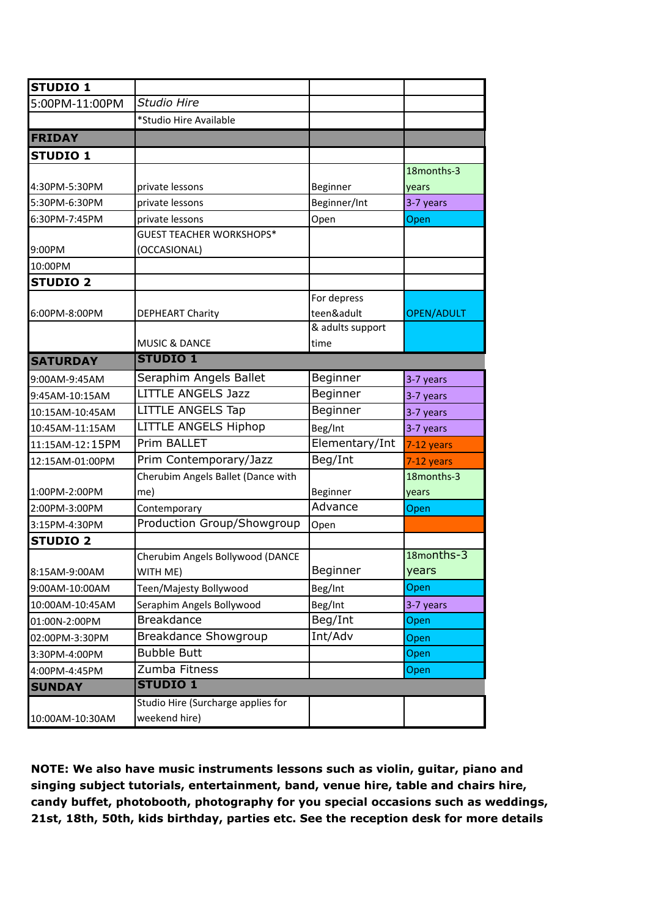| STUDIO 1 | | | |
|---|---|---|---|
| 5:00PM-11:00PM | *Studio Hire* | | |
| | *Studio Hire Available | | |
| **FRIDAY** | | | |
| **STUDIO 1** | | | |
| 4:30PM-5:30PM | private lessons | Beginner | 18months-3 years |
| 5:30PM-6:30PM | private lessons | Beginner/Int | 3-7 years |
| 6:30PM-7:45PM | private lessons | Open | Open |
| 9:00PM | GUEST TEACHER WORKSHOPS* (OCCASIONAL) | | |
| 10:00PM | | | |
| **STUDIO 2** | | | |
| 6:00PM-8:00PM | DEPHEART Charity | For depress teen&adult | OPEN/ADULT |
| | MUSIC & DANCE | & adults support time | |
| **SATURDAY** | **STUDIO 1** | | |
| 9:00AM-9:45AM | Seraphim Angels Ballet | Beginner | 3-7 years |
| 9:45AM-10:15AM | LITTLE ANGELS Jazz | Beginner | 3-7 years |
| 10:15AM-10:45AM | LITTLE ANGELS Tap | Beginner | 3-7 years |
| 10:45AM-11:15AM | LITTLE ANGELS Hiphop | Beg/Int | 3-7 years |
| 11:15AM-12:15PM | Prim BALLET | Elementary/Int | 7-12 years |
| 12:15AM-01:00PM | Prim Contemporary/Jazz | Beg/Int | 7-12 years |
| 1:00PM-2:00PM | Cherubim Angels Ballet (Dance with me) | Beginner | 18months-3 years |
| 2:00PM-3:00PM | Contemporary | Advance | Open |
| 3:15PM-4:30PM | Production Group/Showgroup | Open | |
| **STUDIO 2** | | | |
| 8:15AM-9:00AM | Cherubim Angels Bollywood (DANCE WITH ME) | Beginner | 18months-3 years |
| 9:00AM-10:00AM | Teen/Majesty Bollywood | Beg/Int | Open |
| 10:00AM-10:45AM | Seraphim Angels Bollywood | Beg/Int | 3-7 years |
| 01:00N-2:00PM | Breakdance | Beg/Int | Open |
| 02:00PM-3:30PM | Breakdance Showgroup | Int/Adv | Open |
| 3:30PM-4:00PM | Bubble Butt | | Open |
| 4:00PM-4:45PM | Zumba Fitness | | Open |
| **SUNDAY** | **STUDIO 1** | | |
| 10:00AM-10:30AM | Studio Hire (Surcharge applies for weekend hire) | | |

**NOTE: We also have music instruments lessons such as violin, guitar, piano and singing subject tutorials, entertainment, band, venue hire, table and chairs hire, candy buffet, photobooth, photography for you special occasions such as weddings, 21st, 18th, 50th, kids birthday, parties etc. See the reception desk for more details**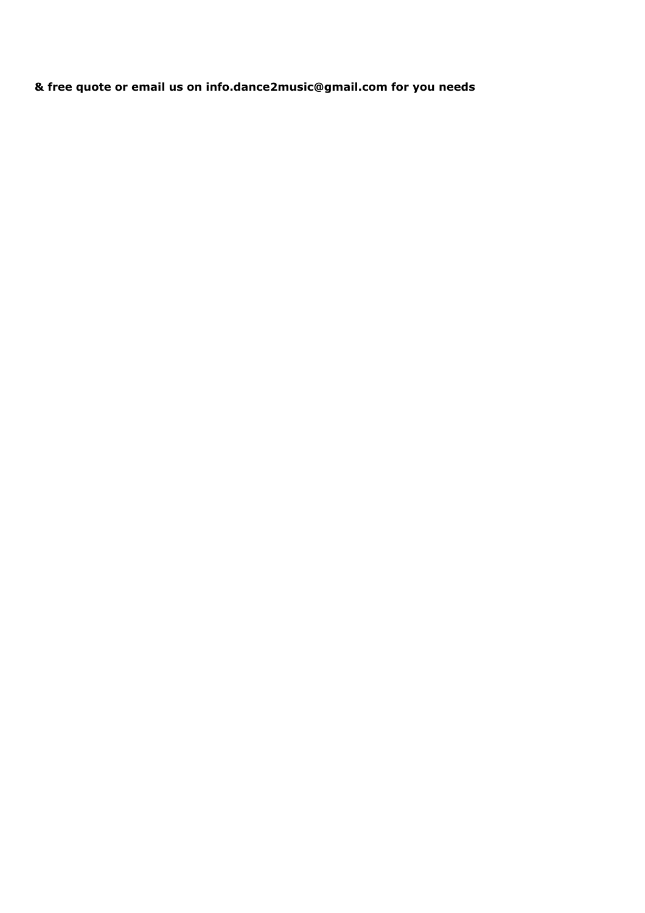**& free quote or email us on info.dance2music@gmail.com for you needs**